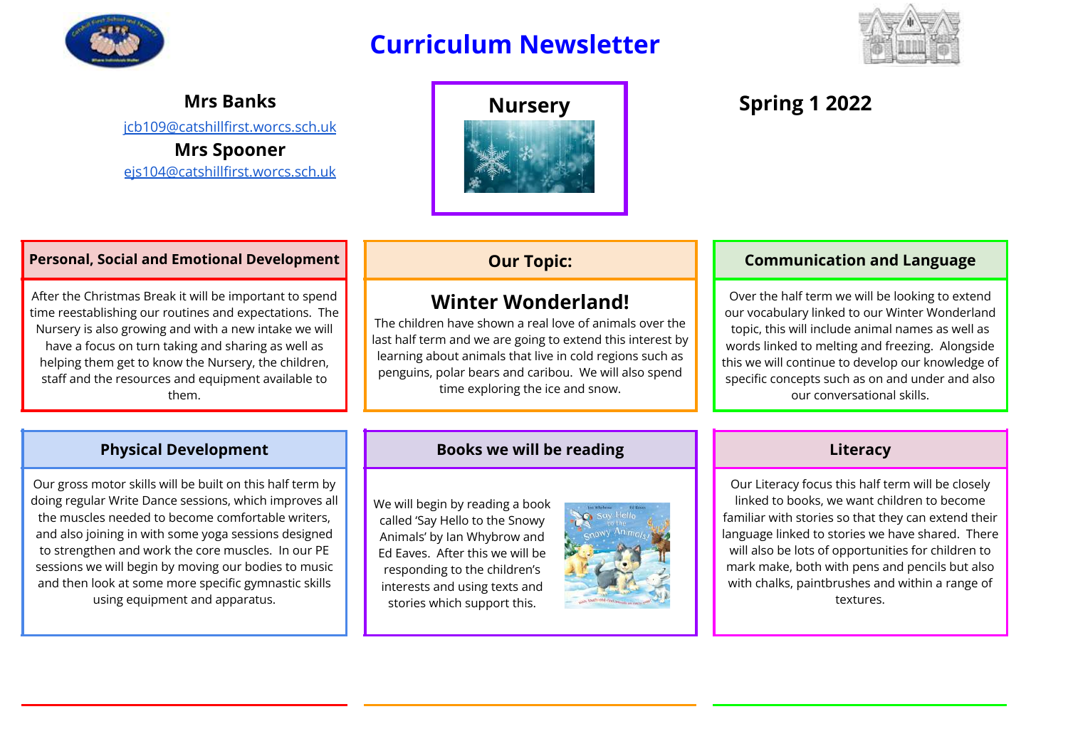# Curriculum Newsletter

**Mrs Banks**

jcb109@catshillfirst.worcs.sch.uk

**Mrs Spooner**

ejs104@catshillfirst.worcs.sch.uk

## Nursery

## Spring 1 2022

### Personal, Social and Emotional Development

After the Christmas Break it will be important to spend time reestablishing our routines and expectations. The Nursery is also growing and with a new intake we will have a focus on turn taking and sharing as well as helping them get to know the Nursery, the children, staff and the resources and equipment available to them.

### Our Topic:

## Winter Wonderland!

The children have shown a real love of animals over the last half term and we are going to extend this interest by learning about animals that live in cold regions such as penguins, polar bears and caribou. We will also spend time exploring the ice and snow.

### Communication and Language

Over the half term we will be looking to extend our vocabulary linked to our Winter Wonderland topic, this will include animal names as well as words linked to melting and freezing. Alongside this we will continue to develop our knowledge of specific concepts such as on and under and also our conversational skills.

### Physical Development

Our gross motor skills will be built on this half term by doing regular Write Dance sessions, which improves all the muscles needed to become comfortable writers, and also joining in with some yoga sessions designed to strengthen and work the core muscles. In our PE sessions we will begin by moving our bodies to music and then look at some more specific gymnastic skills using equipment and apparatus.

### Books we will be reading

We will begin by reading a book called 'Say Hello to the Snowy Animals' by Ian Whybrow and Ed Eaves. After this we will be responding to the children's interests and using texts and stories which support this.

### Literacy

Our Literacy focus this half term will be closely linked to books, we want children to become familiar with stories so that they can extend their language linked to stories we have shared. There will also be lots of opportunities for children to mark make, both with pens and pencils but also with chalks, paintbrushes and within a range of textures.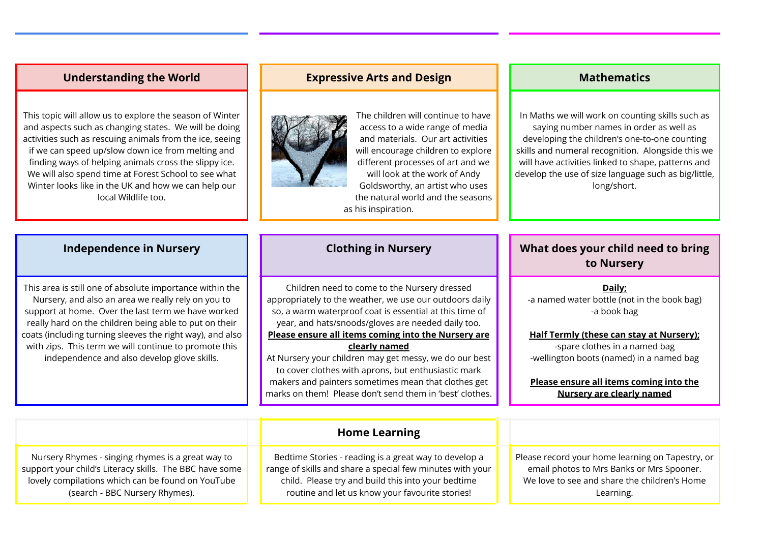## Understanding the World

This topic will allow us to explore the season of Winter and aspects such as changing states. We will be doing activities such as rescuing animals from the ice, seeing if we can speed up/slow down ice from melting and finding ways of helping animals cross the slippy ice. We will also spend time at Forest School to see what Winter looks like in the UK and how we can help our local Wildlife too.

## Expressive Arts and Design

The children will continue to have access to a wide range of media and materials. Our art activities will encourage children to explore different processes of art and we will look at the work of Andy Goldsworthy, an artist who uses the natural world and the seasons as his inspiration.

## Mathematics

In Maths we will work on counting skills such as saying number names in order as well as developing the children's one-to-one counting skills and numeral recognition. Alongside this we will have activities linked to shape, patterns and develop the use of size language such as big/little, long/short.

## Independence in Nursery

This area is still one of absolute importance within the Nursery, and also an area we really rely on you to support at home. Over the last term we have worked really hard on the children being able to put on their coats (including turning sleeves the right way), and also with zips. This term we will continue to promote this independence and also develop glove skills.

## Clothing in Nursery

Children need to come to the Nursery dressed appropriately to the weather, we use our outdoors daily so, a warm waterproof coat is essential at this time of year, and hats/snoods/gloves are needed daily too.

**Please ensure all items coming into the Nursery are clearly named**

At Nursery your children may get messy, we do our best to cover clothes with aprons, but enthusiastic mark makers and painters sometimes mean that clothes get marks on them! Please don't send them in 'best' clothes.

## What does your child need to bring to Nursery

**Daily;**

-a named water bottle (not in the book bag)
-a book bag

**Half Termly (these can stay at Nursery);**

-spare clothes in a named bag
-wellington boots (named) in a named bag

**Please ensure all items coming into the Nursery are clearly named**

## Home Learning

Nursery Rhymes - singing rhymes is a great way to support your child's Literacy skills. The BBC have some lovely compilations which can be found on YouTube (search - BBC Nursery Rhymes).

Bedtime Stories - reading is a great way to develop a range of skills and share a special few minutes with your child. Please try and build this into your bedtime routine and let us know your favourite stories!

Please record your home learning on Tapestry, or email photos to Mrs Banks or Mrs Spooner. We love to see and share the children's Home Learning.